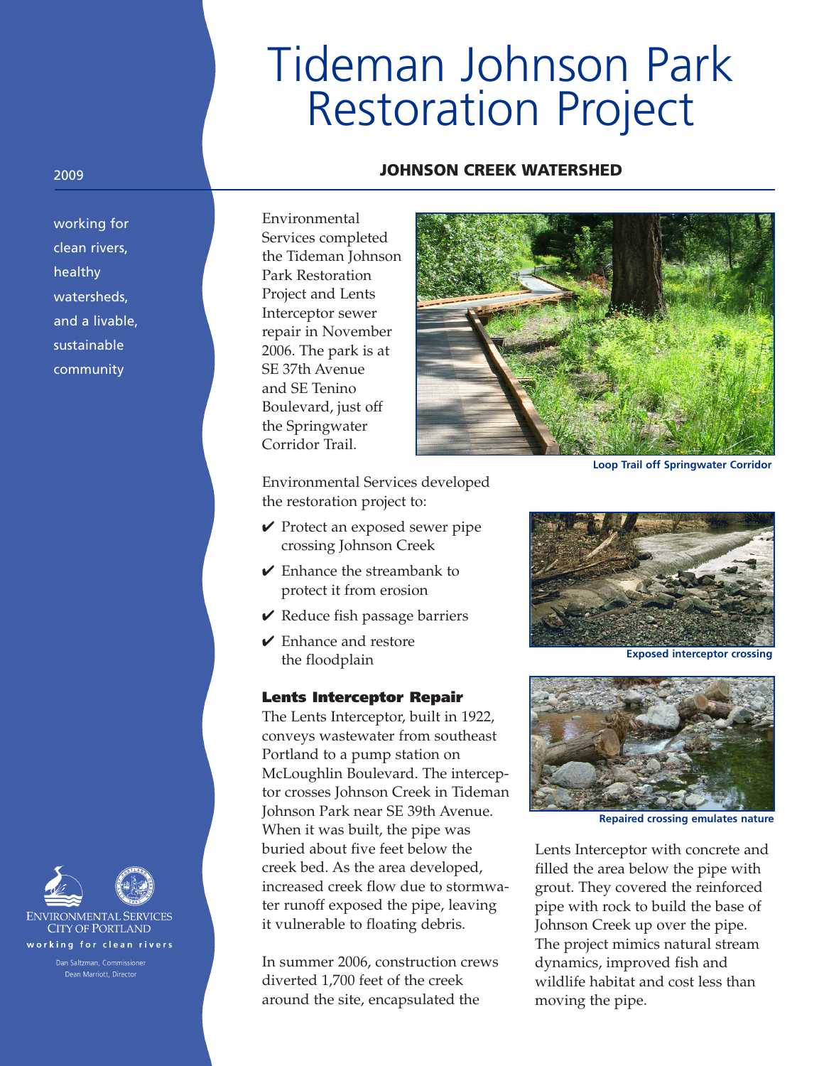# Tideman Johnson Park Restoration Project

2009

working for clean rivers, healthy watersheds, and a livable, sustainable community

## JOHNSON CREEK WATERSHED

Environmental Services completed the Tideman Johnson Park Restoration Project and Lents Interceptor sewer repair in November 2006. The park is at SE 37th Avenue and SE Tenino Boulevard, just off the Springwater Corridor Trail.

Loop Trail off Springwater Corridor

Environmental Services developed the restoration project to:

- ✔ Protect an exposed sewer pipe crossing Johnson Creek
- ✔ Enhance the streambank to protect it from erosion
- ✔ Reduce fish passage barriers
- ✔ Enhance and restore the floodplain

Exposed interceptor crossing

### Lents Interceptor Repair

The Lents Interceptor, built in 1922, conveys wastewater from southeast Portland to a pump station on McLoughlin Boulevard. The interceptor crosses Johnson Creek in Tideman Johnson Park near SE 39th Avenue. When it was built, the pipe was buried about five feet below the creek bed. As the area developed, increased creek flow due to stormwater runoff exposed the pipe, leaving it vulnerable to floating debris.

In summer 2006, construction crews diverted 1,700 feet of the creek around the site, encapsulated the Lents Interceptor with concrete and filled the area below the pipe with grout. They covered the reinforced pipe with rock to build the base of Johnson Creek up over the pipe. The project mimics natural stream dynamics, improved fish and wildlife habitat and cost less than moving the pipe.

Repaired crossing emulates nature

ENVIRONMENTAL SERVICES
CITY OF PORTLAND
working for clean rivers

Dan Saltzman, Commissioner
Dean Marriott, Director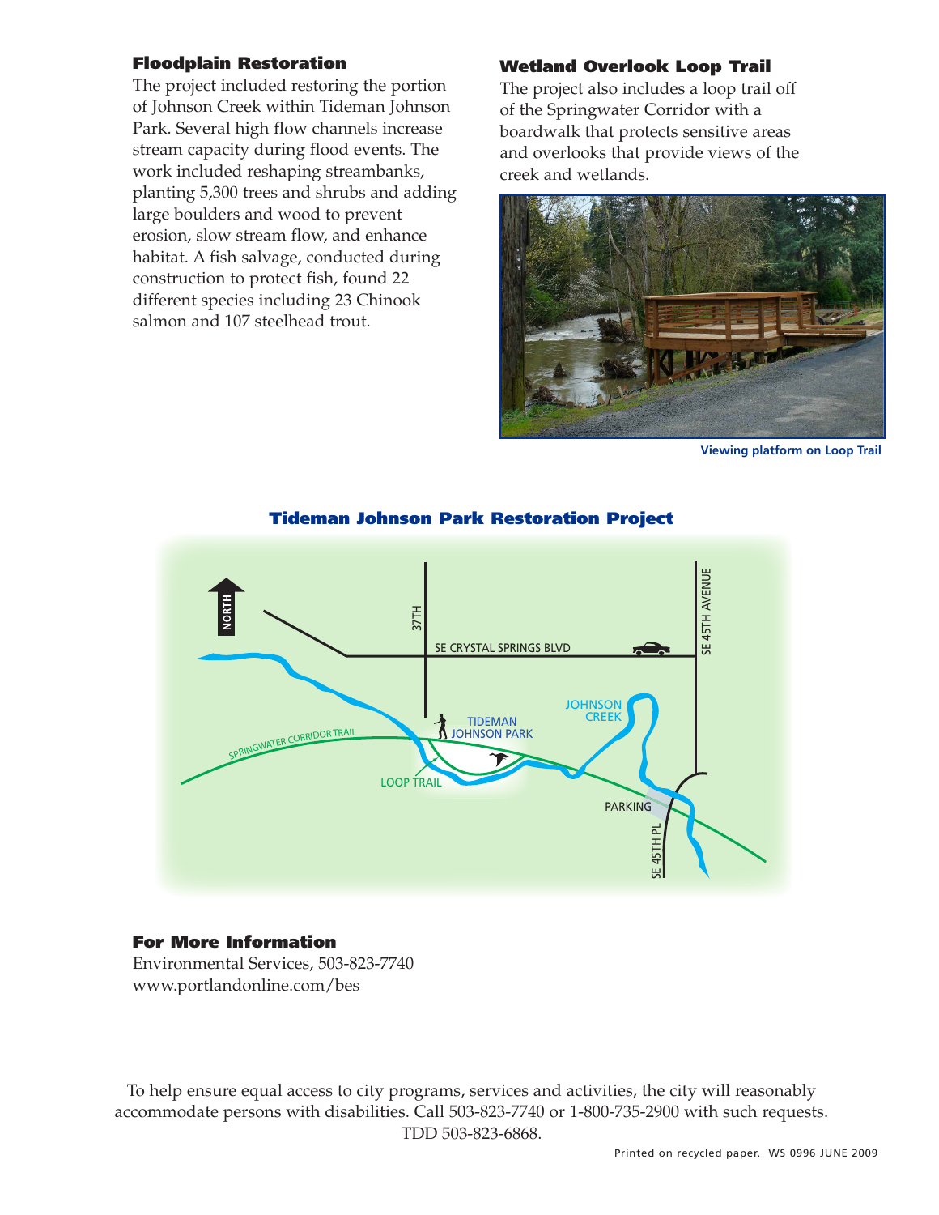## Floodplain Restoration

The project included restoring the portion of Johnson Creek within Tideman Johnson Park. Several high flow channels increase stream capacity during flood events. The work included reshaping streambanks, planting 5,300 trees and shrubs and adding large boulders and wood to prevent erosion, slow stream flow, and enhance habitat. A fish salvage, conducted during construction to protect fish, found 22 different species including 23 Chinook salmon and 107 steelhead trout.

## Wetland Overlook Loop Trail

The project also includes a loop trail off of the Springwater Corridor with a boardwalk that protects sensitive areas and overlooks that provide views of the creek and wetlands.

Viewing platform on Loop Trail

## Tideman Johnson Park Restoration Project

NORTH

37TH

SE CRYSTAL SPRINGS BLVD

SE 45TH AVENUE

JOHNSON CREEK

TIDEMAN JOHNSON PARK

SPRINGWATER CORRIDOR TRAIL

LOOP TRAIL

PARKING

SE 45TH PL

## For More Information

Environmental Services, 503-823-7740
www.portlandonline.com/bes

To help ensure equal access to city programs, services and activities, the city will reasonably accommodate persons with disabilities. Call 503-823-7740 or 1-800-735-2900 with such requests. TDD 503-823-6868.

Printed on recycled paper. WS 0996 JUNE 2009